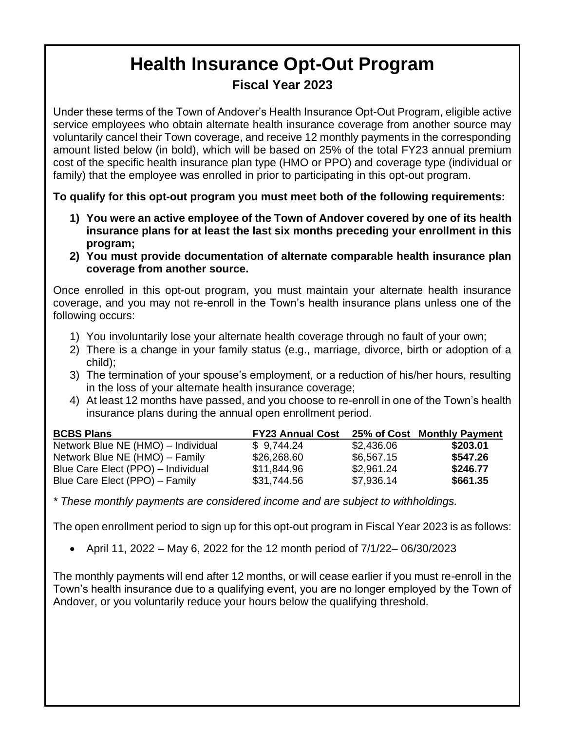# Health Insurance Opt-Out Program

## Fiscal Year 2023

Under these terms of the Town of Andover's Health Insurance Opt-Out Program, eligible active service employees who obtain alternate health insurance coverage from another source may voluntarily cancel their Town coverage, and receive 12 monthly payments in the corresponding amount listed below (in bold), which will be based on 25% of the total FY23 annual premium cost of the specific health insurance plan type (HMO or PPO) and coverage type (individual or family) that the employee was enrolled in prior to participating in this opt-out program.

**To qualify for this opt-out program you must meet both of the following requirements:**

1) **You were an active employee of the Town of Andover covered by one of its health insurance plans for at least the last six months preceding your enrollment in this program;**
2) **You must provide documentation of alternate comparable health insurance plan coverage from another source.**

Once enrolled in this opt-out program, you must maintain your alternate health insurance coverage, and you may not re-enroll in the Town's health insurance plans unless one of the following occurs:

1) You involuntarily lose your alternate health coverage through no fault of your own;
2) There is a change in your family status (e.g., marriage, divorce, birth or adoption of a child);
3) The termination of your spouse's employment, or a reduction of his/her hours, resulting in the loss of your alternate health insurance coverage;
4) At least 12 months have passed, and you choose to re-enroll in one of the Town's health insurance plans during the annual open enrollment period.

| BCBS Plans | FY23 Annual Cost | 25% of Cost | Monthly Payment |
|---|---|---|---|
| Network Blue NE (HMO) – Individual | $ 9,744.24 | $2,436.06 | **$203.01** |
| Network Blue NE (HMO) – Family | $26,268.60 | $6,567.15 | **$547.26** |
| Blue Care Elect (PPO) – Individual | $11,844.96 | $2,961.24 | **$246.77** |
| Blue Care Elect (PPO) – Family | $31,744.56 | $7,936.14 | **$661.35** |

*\* These monthly payments are considered income and are subject to withholdings.*

The open enrollment period to sign up for this opt-out program in Fiscal Year 2023 is as follows:

- April 11, 2022 – May 6, 2022 for the 12 month period of 7/1/22– 06/30/2023

The monthly payments will end after 12 months, or will cease earlier if you must re-enroll in the Town's health insurance due to a qualifying event, you are no longer employed by the Town of Andover, or you voluntarily reduce your hours below the qualifying threshold.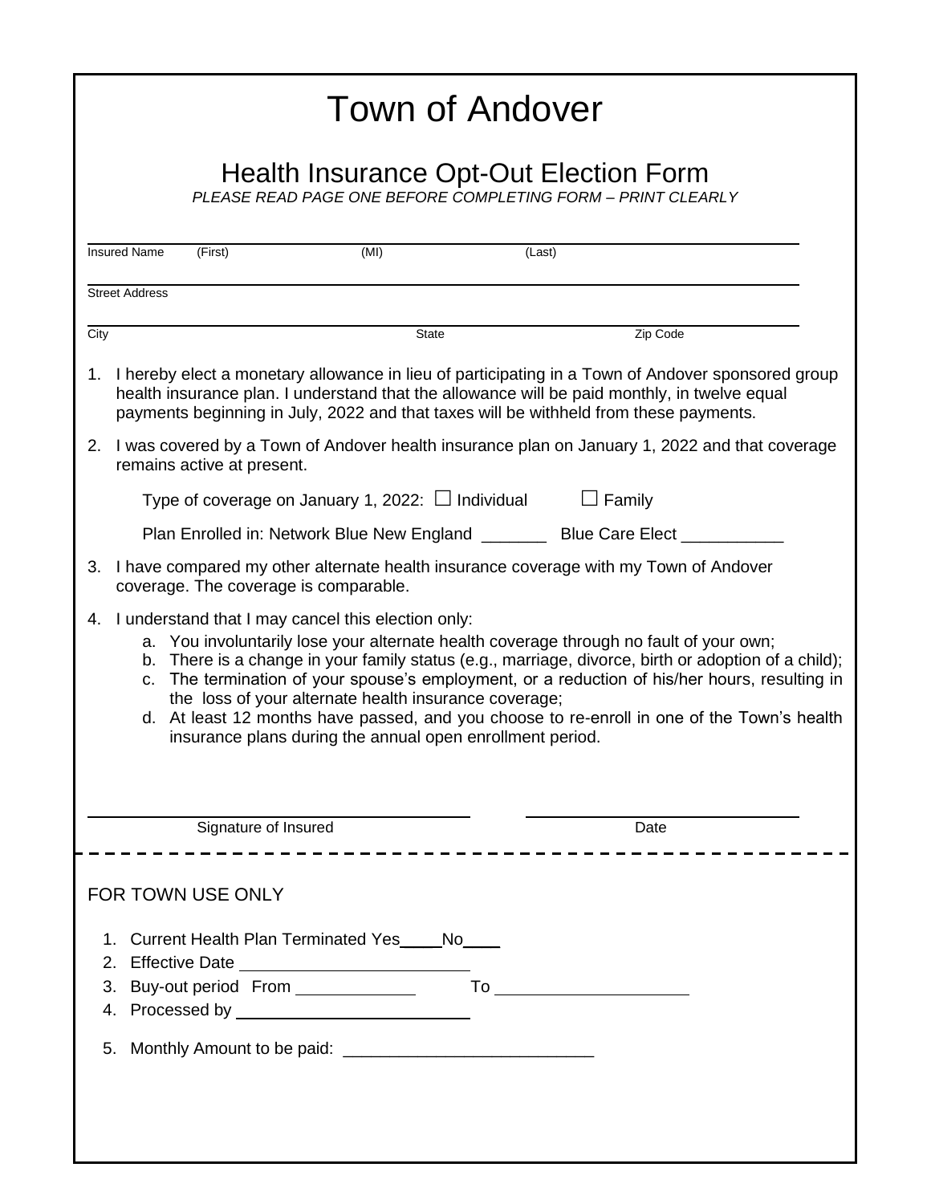# Town of Andover

## Health Insurance Opt-Out Election Form

*PLEASE READ PAGE ONE BEFORE COMPLETING FORM – PRINT CLEARLY*

Insured Name (First) \_\_\_\_\_\_\_\_ (MI) \_\_\_\_\_\_\_\_ (Last) \_\_\_\_\_\_\_\_

Street Address \_\_\_\_\_\_\_\_\_\_\_\_\_\_\_\_

City \_\_\_\_\_\_\_\_ State \_\_\_\_\_\_\_\_ Zip Code \_\_\_\_\_\_\_\_

1. I hereby elect a monetary allowance in lieu of participating in a Town of Andover sponsored group health insurance plan. I understand that the allowance will be paid monthly, in twelve equal payments beginning in July, 2022 and that taxes will be withheld from these payments.
2. I was covered by a Town of Andover health insurance plan on January 1, 2022 and that coverage remains active at present.

   Type of coverage on January 1, 2022: ☐ Individual ☐ Family

   Plan Enrolled in: Network Blue New England _______ Blue Care Elect ___________
3. I have compared my other alternate health insurance coverage with my Town of Andover coverage. The coverage is comparable.
4. I understand that I may cancel this election only:
   a. You involuntarily lose your alternate health coverage through no fault of your own;
   b. There is a change in your family status (e.g., marriage, divorce, birth or adoption of a child);
   c. The termination of your spouse's employment, or a reduction of his/her hours, resulting in the loss of your alternate health insurance coverage;
   d. At least 12 months have passed, and you choose to re-enroll in one of the Town's health insurance plans during the annual open enrollment period.

Signature of Insured \_\_\_\_\_\_\_\_\_\_\_\_\_\_\_\_ Date \_\_\_\_\_\_\_\_

---

FOR TOWN USE ONLY

1. Current Health Plan Terminated Yes____No____
2. Effective Date \_\_\_\_\_\_\_\_\_\_\_\_\_\_\_\_
3. Buy-out period From \_\_\_\_\_\_\_\_ To \_\_\_\_\_\_\_\_
4. Processed by \_\_\_\_\_\_\_\_\_\_\_\_\_\_\_\_
5. Monthly Amount to be paid: ___________________________